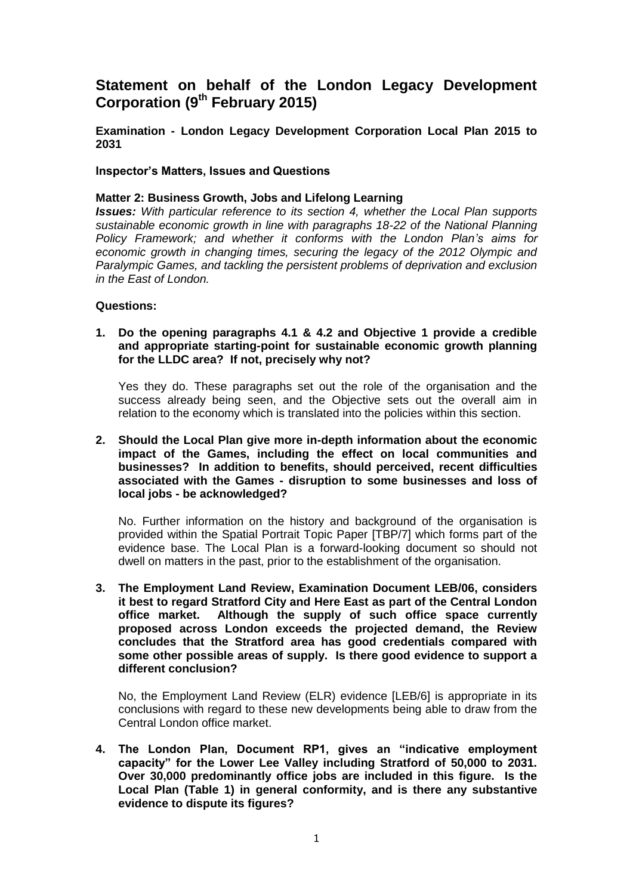# Statement on behalf of the London Legacy Development Corporation (9th February 2015)

**Examination - London Legacy Development Corporation Local Plan 2015 to 2031**

**Inspector's Matters, Issues and Questions**

**Matter 2: Business Growth, Jobs and Lifelong Learning**

***Issues:*** *With particular reference to its section 4, whether the Local Plan supports sustainable economic growth in line with paragraphs 18-22 of the National Planning Policy Framework; and whether it conforms with the London Plan's aims for economic growth in changing times, securing the legacy of the 2012 Olympic and Paralympic Games, and tackling the persistent problems of deprivation and exclusion in the East of London.*

**Questions:**

1. **Do the opening paragraphs 4.1 & 4.2 and Objective 1 provide a credible and appropriate starting-point for sustainable economic growth planning for the LLDC area? If not, precisely why not?**

   Yes they do. These paragraphs set out the role of the organisation and the success already being seen, and the Objective sets out the overall aim in relation to the economy which is translated into the policies within this section.

2. **Should the Local Plan give more in-depth information about the economic impact of the Games, including the effect on local communities and businesses? In addition to benefits, should perceived, recent difficulties associated with the Games - disruption to some businesses and loss of local jobs - be acknowledged?**

   No. Further information on the history and background of the organisation is provided within the Spatial Portrait Topic Paper [TBP/7] which forms part of the evidence base. The Local Plan is a forward-looking document so should not dwell on matters in the past, prior to the establishment of the organisation.

3. **The Employment Land Review, Examination Document LEB/06, considers it best to regard Stratford City and Here East as part of the Central London office market. Although the supply of such office space currently proposed across London exceeds the projected demand, the Review concludes that the Stratford area has good credentials compared with some other possible areas of supply. Is there good evidence to support a different conclusion?**

   No, the Employment Land Review (ELR) evidence [LEB/6] is appropriate in its conclusions with regard to these new developments being able to draw from the Central London office market.

4. **The London Plan, Document RP1, gives an "indicative employment capacity" for the Lower Lee Valley including Stratford of 50,000 to 2031. Over 30,000 predominantly office jobs are included in this figure. Is the Local Plan (Table 1) in general conformity, and is there any substantive evidence to dispute its figures?**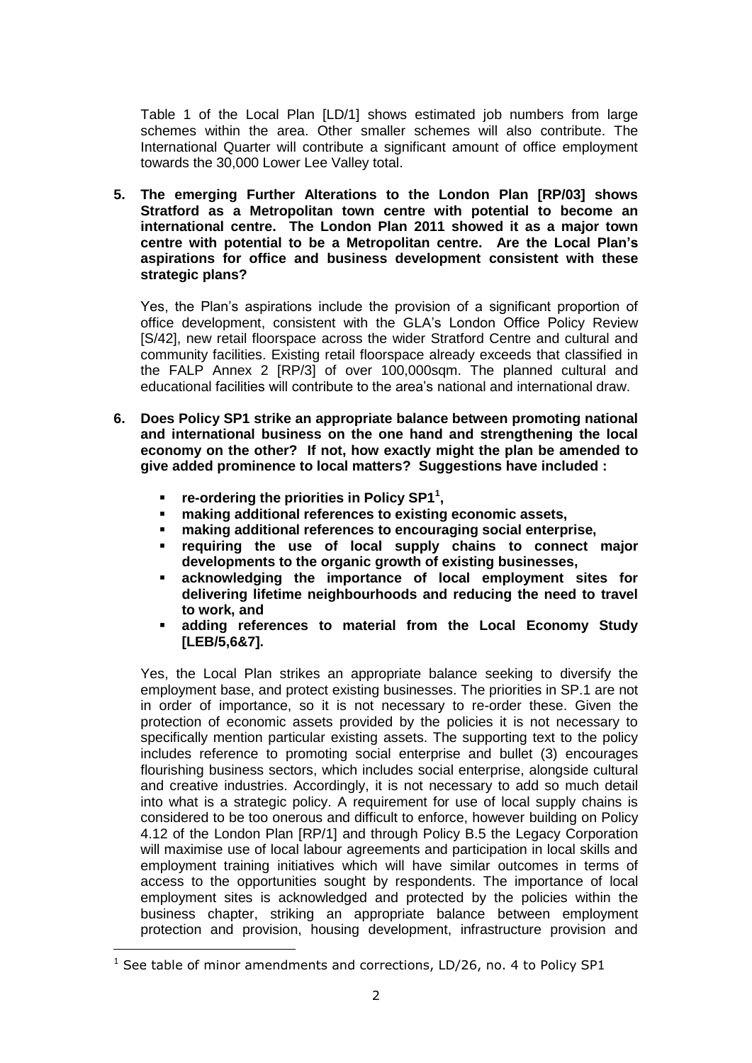Table 1 of the Local Plan [LD/1] shows estimated job numbers from large schemes within the area. Other smaller schemes will also contribute. The International Quarter will contribute a significant amount of office employment towards the 30,000 Lower Lee Valley total.

**5. The emerging Further Alterations to the London Plan [RP/03] shows Stratford as a Metropolitan town centre with potential to become an international centre. The London Plan 2011 showed it as a major town centre with potential to be a Metropolitan centre. Are the Local Plan's aspirations for office and business development consistent with these strategic plans?**

Yes, the Plan's aspirations include the provision of a significant proportion of office development, consistent with the GLA's London Office Policy Review [S/42], new retail floorspace across the wider Stratford Centre and cultural and community facilities. Existing retail floorspace already exceeds that classified in the FALP Annex 2 [RP/3] of over 100,000sqm. The planned cultural and educational facilities will contribute to the area's national and international draw.

**6. Does Policy SP1 strike an appropriate balance between promoting national and international business on the one hand and strengthening the local economy on the other? If not, how exactly might the plan be amended to give added prominence to local matters? Suggestions have included :**

- **re-ordering the priorities in Policy SP1[1],**
- **making additional references to existing economic assets,**
- **making additional references to encouraging social enterprise,**
- **requiring the use of local supply chains to connect major developments to the organic growth of existing businesses,**
- **acknowledging the importance of local employment sites for delivering lifetime neighbourhoods and reducing the need to travel to work, and**
- **adding references to material from the Local Economy Study [LEB/5,6&7].**

Yes, the Local Plan strikes an appropriate balance seeking to diversify the employment base, and protect existing businesses. The priorities in SP.1 are not in order of importance, so it is not necessary to re-order these. Given the protection of economic assets provided by the policies it is not necessary to specifically mention particular existing assets. The supporting text to the policy includes reference to promoting social enterprise and bullet (3) encourages flourishing business sectors, which includes social enterprise, alongside cultural and creative industries. Accordingly, it is not necessary to add so much detail into what is a strategic policy. A requirement for use of local supply chains is considered to be too onerous and difficult to enforce, however building on Policy 4.12 of the London Plan [RP/1] and through Policy B.5 the Legacy Corporation will maximise use of local labour agreements and participation in local skills and employment training initiatives which will have similar outcomes in terms of access to the opportunities sought by respondents. The importance of local employment sites is acknowledged and protected by the policies within the business chapter, striking an appropriate balance between employment protection and provision, housing development, infrastructure provision and

[1] See table of minor amendments and corrections, LD/26, no. 4 to Policy SP1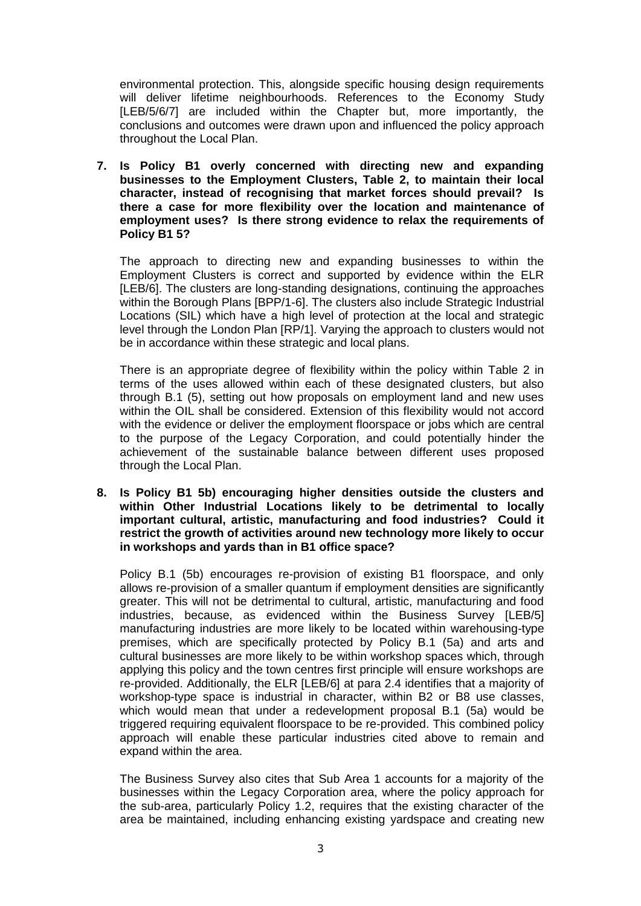environmental protection. This, alongside specific housing design requirements will deliver lifetime neighbourhoods. References to the Economy Study [LEB/5/6/7] are included within the Chapter but, more importantly, the conclusions and outcomes were drawn upon and influenced the policy approach throughout the Local Plan.

**7. Is Policy B1 overly concerned with directing new and expanding businesses to the Employment Clusters, Table 2, to maintain their local character, instead of recognising that market forces should prevail? Is there a case for more flexibility over the location and maintenance of employment uses? Is there strong evidence to relax the requirements of Policy B1 5?**

The approach to directing new and expanding businesses to within the Employment Clusters is correct and supported by evidence within the ELR [LEB/6]. The clusters are long-standing designations, continuing the approaches within the Borough Plans [BPP/1-6]. The clusters also include Strategic Industrial Locations (SIL) which have a high level of protection at the local and strategic level through the London Plan [RP/1]. Varying the approach to clusters would not be in accordance within these strategic and local plans.

There is an appropriate degree of flexibility within the policy within Table 2 in terms of the uses allowed within each of these designated clusters, but also through B.1 (5), setting out how proposals on employment land and new uses within the OIL shall be considered. Extension of this flexibility would not accord with the evidence or deliver the employment floorspace or jobs which are central to the purpose of the Legacy Corporation, and could potentially hinder the achievement of the sustainable balance between different uses proposed through the Local Plan.

**8. Is Policy B1 5b) encouraging higher densities outside the clusters and within Other Industrial Locations likely to be detrimental to locally important cultural, artistic, manufacturing and food industries? Could it restrict the growth of activities around new technology more likely to occur in workshops and yards than in B1 office space?**

Policy B.1 (5b) encourages re-provision of existing B1 floorspace, and only allows re-provision of a smaller quantum if employment densities are significantly greater. This will not be detrimental to cultural, artistic, manufacturing and food industries, because, as evidenced within the Business Survey [LEB/5] manufacturing industries are more likely to be located within warehousing-type premises, which are specifically protected by Policy B.1 (5a) and arts and cultural businesses are more likely to be within workshop spaces which, through applying this policy and the town centres first principle will ensure workshops are re-provided. Additionally, the ELR [LEB/6] at para 2.4 identifies that a majority of workshop-type space is industrial in character, within B2 or B8 use classes, which would mean that under a redevelopment proposal B.1 (5a) would be triggered requiring equivalent floorspace to be re-provided. This combined policy approach will enable these particular industries cited above to remain and expand within the area.

The Business Survey also cites that Sub Area 1 accounts for a majority of the businesses within the Legacy Corporation area, where the policy approach for the sub-area, particularly Policy 1.2, requires that the existing character of the area be maintained, including enhancing existing yardspace and creating new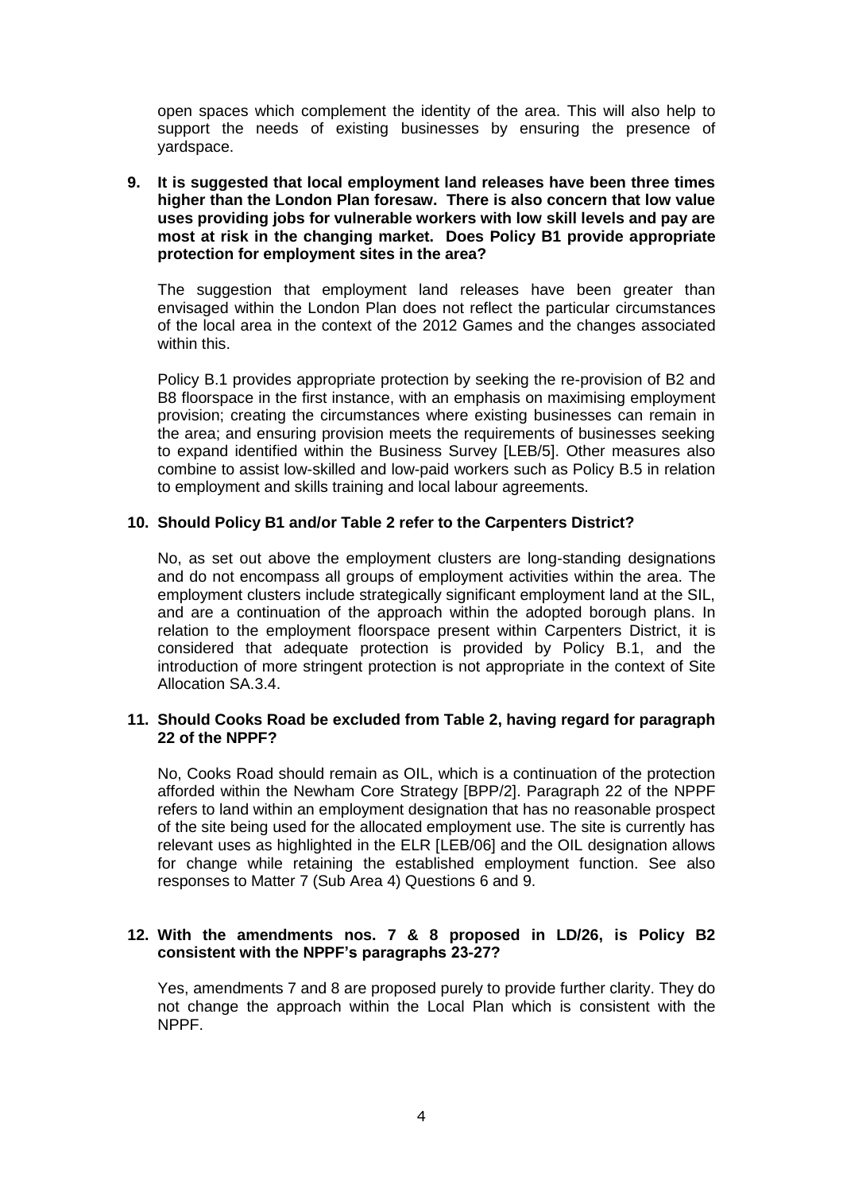open spaces which complement the identity of the area. This will also help to support the needs of existing businesses by ensuring the presence of yardspace.

**9. It is suggested that local employment land releases have been three times higher than the London Plan foresaw. There is also concern that low value uses providing jobs for vulnerable workers with low skill levels and pay are most at risk in the changing market. Does Policy B1 provide appropriate protection for employment sites in the area?**

The suggestion that employment land releases have been greater than envisaged within the London Plan does not reflect the particular circumstances of the local area in the context of the 2012 Games and the changes associated within this.

Policy B.1 provides appropriate protection by seeking the re-provision of B2 and B8 floorspace in the first instance, with an emphasis on maximising employment provision; creating the circumstances where existing businesses can remain in the area; and ensuring provision meets the requirements of businesses seeking to expand identified within the Business Survey [LEB/5]. Other measures also combine to assist low-skilled and low-paid workers such as Policy B.5 in relation to employment and skills training and local labour agreements.

**10. Should Policy B1 and/or Table 2 refer to the Carpenters District?**

No, as set out above the employment clusters are long-standing designations and do not encompass all groups of employment activities within the area. The employment clusters include strategically significant employment land at the SIL, and are a continuation of the approach within the adopted borough plans. In relation to the employment floorspace present within Carpenters District, it is considered that adequate protection is provided by Policy B.1, and the introduction of more stringent protection is not appropriate in the context of Site Allocation SA.3.4.

**11. Should Cooks Road be excluded from Table 2, having regard for paragraph 22 of the NPPF?**

No, Cooks Road should remain as OIL, which is a continuation of the protection afforded within the Newham Core Strategy [BPP/2]. Paragraph 22 of the NPPF refers to land within an employment designation that has no reasonable prospect of the site being used for the allocated employment use. The site is currently has relevant uses as highlighted in the ELR [LEB/06] and the OIL designation allows for change while retaining the established employment function. See also responses to Matter 7 (Sub Area 4) Questions 6 and 9.

**12. With the amendments nos. 7 & 8 proposed in LD/26, is Policy B2 consistent with the NPPF's paragraphs 23-27?**

Yes, amendments 7 and 8 are proposed purely to provide further clarity. They do not change the approach within the Local Plan which is consistent with the NPPF.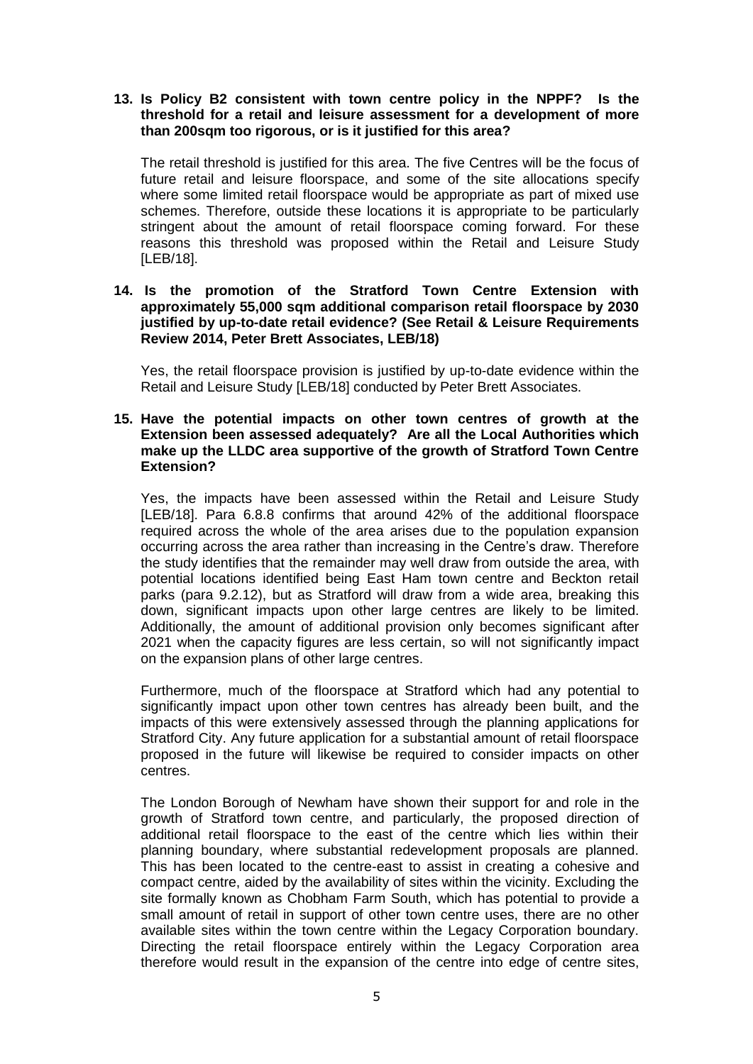**13. Is Policy B2 consistent with town centre policy in the NPPF? Is the threshold for a retail and leisure assessment for a development of more than 200sqm too rigorous, or is it justified for this area?**

The retail threshold is justified for this area. The five Centres will be the focus of future retail and leisure floorspace, and some of the site allocations specify where some limited retail floorspace would be appropriate as part of mixed use schemes. Therefore, outside these locations it is appropriate to be particularly stringent about the amount of retail floorspace coming forward. For these reasons this threshold was proposed within the Retail and Leisure Study [LEB/18].

**14. Is the promotion of the Stratford Town Centre Extension with approximately 55,000 sqm additional comparison retail floorspace by 2030 justified by up-to-date retail evidence? (See Retail & Leisure Requirements Review 2014, Peter Brett Associates, LEB/18)**

Yes, the retail floorspace provision is justified by up-to-date evidence within the Retail and Leisure Study [LEB/18] conducted by Peter Brett Associates.

**15. Have the potential impacts on other town centres of growth at the Extension been assessed adequately? Are all the Local Authorities which make up the LLDC area supportive of the growth of Stratford Town Centre Extension?**

Yes, the impacts have been assessed within the Retail and Leisure Study [LEB/18]. Para 6.8.8 confirms that around 42% of the additional floorspace required across the whole of the area arises due to the population expansion occurring across the area rather than increasing in the Centre's draw. Therefore the study identifies that the remainder may well draw from outside the area, with potential locations identified being East Ham town centre and Beckton retail parks (para 9.2.12), but as Stratford will draw from a wide area, breaking this down, significant impacts upon other large centres are likely to be limited. Additionally, the amount of additional provision only becomes significant after 2021 when the capacity figures are less certain, so will not significantly impact on the expansion plans of other large centres.

Furthermore, much of the floorspace at Stratford which had any potential to significantly impact upon other town centres has already been built, and the impacts of this were extensively assessed through the planning applications for Stratford City. Any future application for a substantial amount of retail floorspace proposed in the future will likewise be required to consider impacts on other centres.

The London Borough of Newham have shown their support for and role in the growth of Stratford town centre, and particularly, the proposed direction of additional retail floorspace to the east of the centre which lies within their planning boundary, where substantial redevelopment proposals are planned. This has been located to the centre-east to assist in creating a cohesive and compact centre, aided by the availability of sites within the vicinity. Excluding the site formally known as Chobham Farm South, which has potential to provide a small amount of retail in support of other town centre uses, there are no other available sites within the town centre within the Legacy Corporation boundary. Directing the retail floorspace entirely within the Legacy Corporation area therefore would result in the expansion of the centre into edge of centre sites,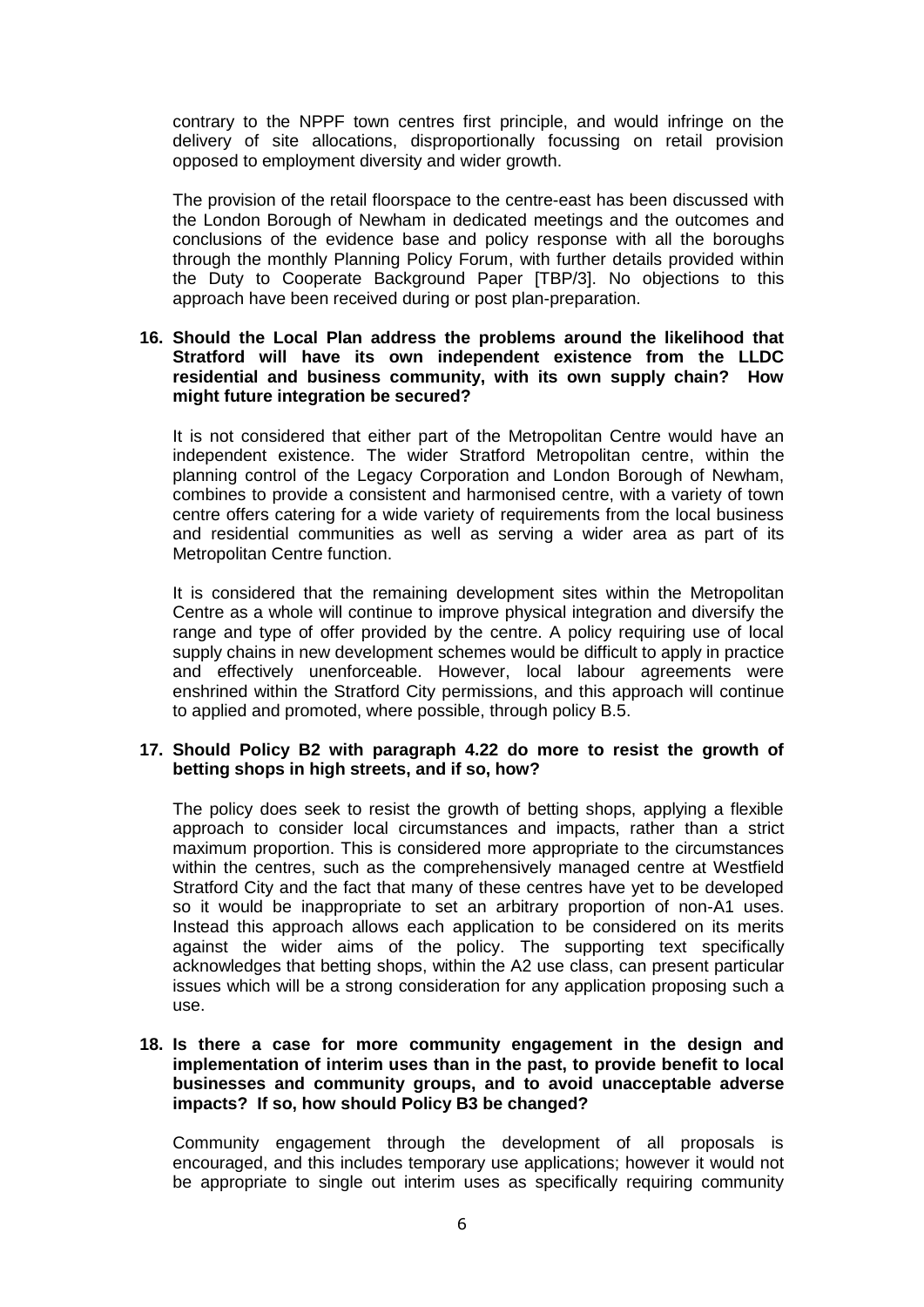contrary to the NPPF town centres first principle, and would infringe on the delivery of site allocations, disproportionally focussing on retail provision opposed to employment diversity and wider growth.

The provision of the retail floorspace to the centre-east has been discussed with the London Borough of Newham in dedicated meetings and the outcomes and conclusions of the evidence base and policy response with all the boroughs through the monthly Planning Policy Forum, with further details provided within the Duty to Cooperate Background Paper [TBP/3]. No objections to this approach have been received during or post plan-preparation.

**16. Should the Local Plan address the problems around the likelihood that Stratford will have its own independent existence from the LLDC residential and business community, with its own supply chain? How might future integration be secured?**

It is not considered that either part of the Metropolitan Centre would have an independent existence. The wider Stratford Metropolitan centre, within the planning control of the Legacy Corporation and London Borough of Newham, combines to provide a consistent and harmonised centre, with a variety of town centre offers catering for a wide variety of requirements from the local business and residential communities as well as serving a wider area as part of its Metropolitan Centre function.

It is considered that the remaining development sites within the Metropolitan Centre as a whole will continue to improve physical integration and diversify the range and type of offer provided by the centre. A policy requiring use of local supply chains in new development schemes would be difficult to apply in practice and effectively unenforceable. However, local labour agreements were enshrined within the Stratford City permissions, and this approach will continue to applied and promoted, where possible, through policy B.5.

**17. Should Policy B2 with paragraph 4.22 do more to resist the growth of betting shops in high streets, and if so, how?**

The policy does seek to resist the growth of betting shops, applying a flexible approach to consider local circumstances and impacts, rather than a strict maximum proportion. This is considered more appropriate to the circumstances within the centres, such as the comprehensively managed centre at Westfield Stratford City and the fact that many of these centres have yet to be developed so it would be inappropriate to set an arbitrary proportion of non-A1 uses. Instead this approach allows each application to be considered on its merits against the wider aims of the policy. The supporting text specifically acknowledges that betting shops, within the A2 use class, can present particular issues which will be a strong consideration for any application proposing such a use.

**18. Is there a case for more community engagement in the design and implementation of interim uses than in the past, to provide benefit to local businesses and community groups, and to avoid unacceptable adverse impacts? If so, how should Policy B3 be changed?**

Community engagement through the development of all proposals is encouraged, and this includes temporary use applications; however it would not be appropriate to single out interim uses as specifically requiring community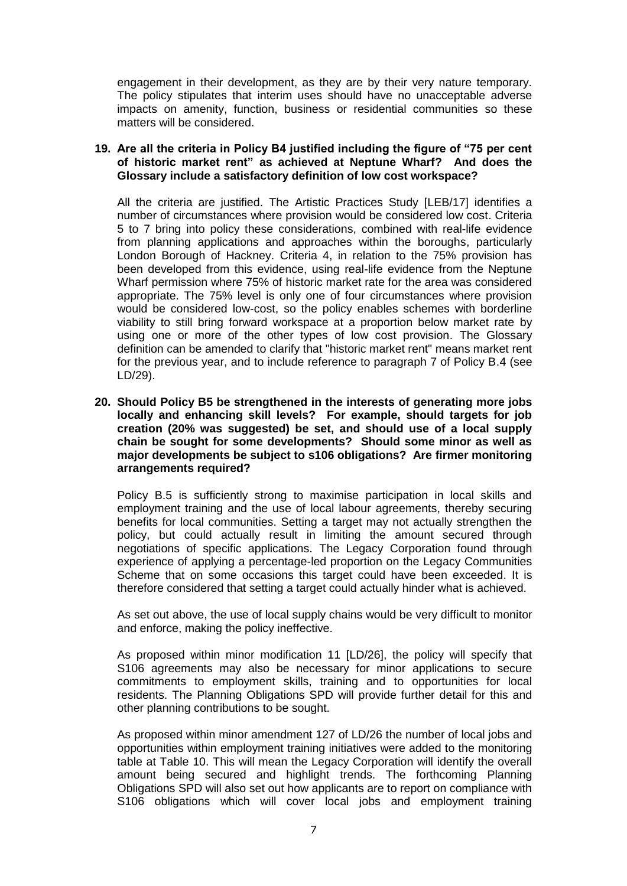engagement in their development, as they are by their very nature temporary. The policy stipulates that interim uses should have no unacceptable adverse impacts on amenity, function, business or residential communities so these matters will be considered.

**19. Are all the criteria in Policy B4 justified including the figure of "75 per cent of historic market rent" as achieved at Neptune Wharf? And does the Glossary include a satisfactory definition of low cost workspace?**

All the criteria are justified. The Artistic Practices Study [LEB/17] identifies a number of circumstances where provision would be considered low cost. Criteria 5 to 7 bring into policy these considerations, combined with real-life evidence from planning applications and approaches within the boroughs, particularly London Borough of Hackney. Criteria 4, in relation to the 75% provision has been developed from this evidence, using real-life evidence from the Neptune Wharf permission where 75% of historic market rate for the area was considered appropriate. The 75% level is only one of four circumstances where provision would be considered low-cost, so the policy enables schemes with borderline viability to still bring forward workspace at a proportion below market rate by using one or more of the other types of low cost provision. The Glossary definition can be amended to clarify that "historic market rent" means market rent for the previous year, and to include reference to paragraph 7 of Policy B.4 (see LD/29).

**20. Should Policy B5 be strengthened in the interests of generating more jobs locally and enhancing skill levels? For example, should targets for job creation (20% was suggested) be set, and should use of a local supply chain be sought for some developments? Should some minor as well as major developments be subject to s106 obligations? Are firmer monitoring arrangements required?**

Policy B.5 is sufficiently strong to maximise participation in local skills and employment training and the use of local labour agreements, thereby securing benefits for local communities. Setting a target may not actually strengthen the policy, but could actually result in limiting the amount secured through negotiations of specific applications. The Legacy Corporation found through experience of applying a percentage-led proportion on the Legacy Communities Scheme that on some occasions this target could have been exceeded. It is therefore considered that setting a target could actually hinder what is achieved.

As set out above, the use of local supply chains would be very difficult to monitor and enforce, making the policy ineffective.

As proposed within minor modification 11 [LD/26], the policy will specify that S106 agreements may also be necessary for minor applications to secure commitments to employment skills, training and to opportunities for local residents. The Planning Obligations SPD will provide further detail for this and other planning contributions to be sought.

As proposed within minor amendment 127 of LD/26 the number of local jobs and opportunities within employment training initiatives were added to the monitoring table at Table 10. This will mean the Legacy Corporation will identify the overall amount being secured and highlight trends. The forthcoming Planning Obligations SPD will also set out how applicants are to report on compliance with S106 obligations which will cover local jobs and employment training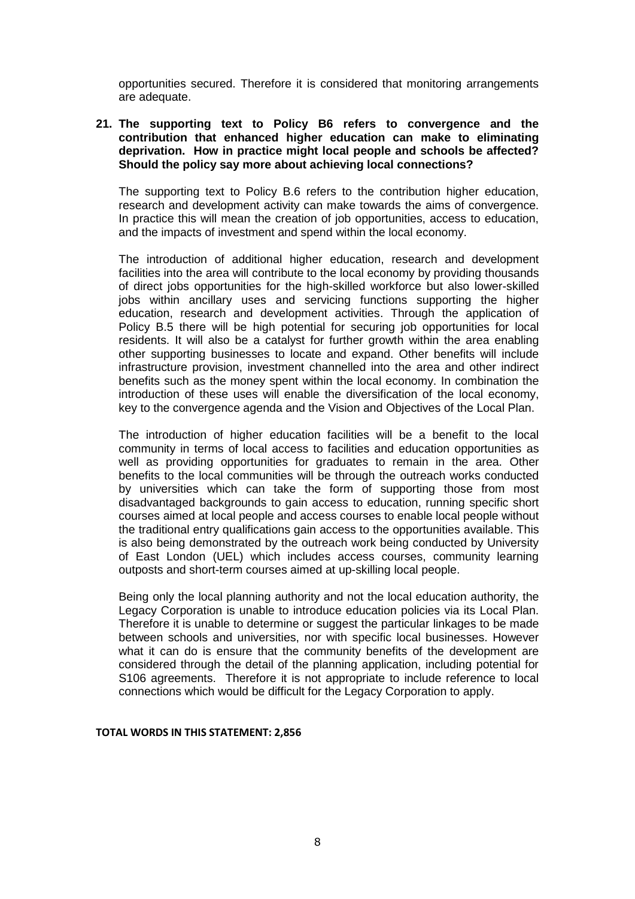opportunities secured. Therefore it is considered that monitoring arrangements are adequate.

**21. The supporting text to Policy B6 refers to convergence and the contribution that enhanced higher education can make to eliminating deprivation. How in practice might local people and schools be affected? Should the policy say more about achieving local connections?**

The supporting text to Policy B.6 refers to the contribution higher education, research and development activity can make towards the aims of convergence. In practice this will mean the creation of job opportunities, access to education, and the impacts of investment and spend within the local economy.

The introduction of additional higher education, research and development facilities into the area will contribute to the local economy by providing thousands of direct jobs opportunities for the high-skilled workforce but also lower-skilled jobs within ancillary uses and servicing functions supporting the higher education, research and development activities. Through the application of Policy B.5 there will be high potential for securing job opportunities for local residents. It will also be a catalyst for further growth within the area enabling other supporting businesses to locate and expand. Other benefits will include infrastructure provision, investment channelled into the area and other indirect benefits such as the money spent within the local economy. In combination the introduction of these uses will enable the diversification of the local economy, key to the convergence agenda and the Vision and Objectives of the Local Plan.

The introduction of higher education facilities will be a benefit to the local community in terms of local access to facilities and education opportunities as well as providing opportunities for graduates to remain in the area. Other benefits to the local communities will be through the outreach works conducted by universities which can take the form of supporting those from most disadvantaged backgrounds to gain access to education, running specific short courses aimed at local people and access courses to enable local people without the traditional entry qualifications gain access to the opportunities available. This is also being demonstrated by the outreach work being conducted by University of East London (UEL) which includes access courses, community learning outposts and short-term courses aimed at up-skilling local people.

Being only the local planning authority and not the local education authority, the Legacy Corporation is unable to introduce education policies via its Local Plan. Therefore it is unable to determine or suggest the particular linkages to be made between schools and universities, nor with specific local businesses. However what it can do is ensure that the community benefits of the development are considered through the detail of the planning application, including potential for S106 agreements. Therefore it is not appropriate to include reference to local connections which would be difficult for the Legacy Corporation to apply.

**TOTAL WORDS IN THIS STATEMENT: 2,856**